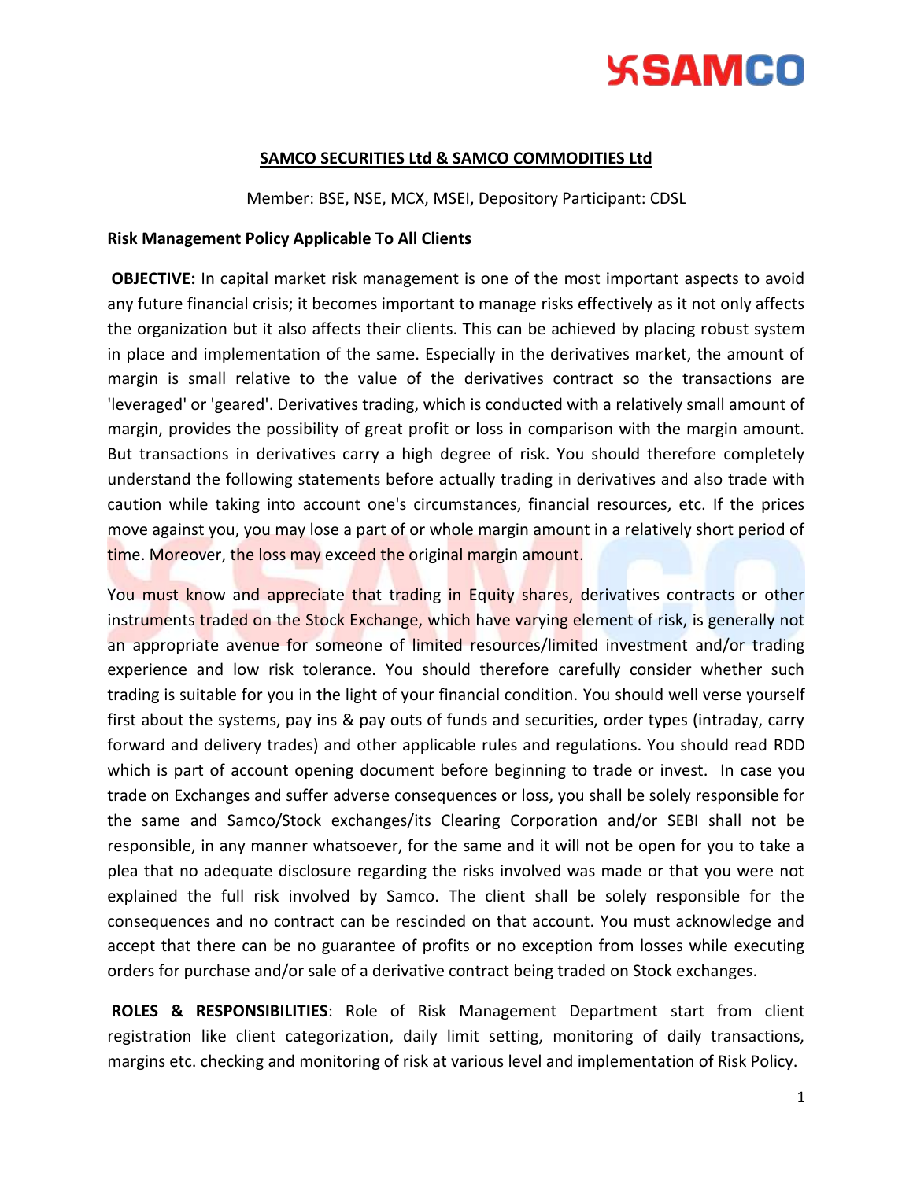**SAMCO SECURITIES Ltd & SAMCO COMMODITIES Ltd**

Member: BSE, NSE, MCX, MSEI, Depository Participant: CDSL

**Risk Management Policy Applicable To All Clients**

**OBJECTIVE:** In capital market risk management is one of the most important aspects to avoid any future financial crisis; it becomes important to manage risks effectively as it not only affects the organization but it also affects their clients. This can be achieved by placing robust system in place and implementation of the same. Especially in the derivatives market, the amount of margin is small relative to the value of the derivatives contract so the transactions are 'leveraged' or 'geared'. Derivatives trading, which is conducted with a relatively small amount of margin, provides the possibility of great profit or loss in comparison with the margin amount. But transactions in derivatives carry a high degree of risk. You should therefore completely understand the following statements before actually trading in derivatives and also trade with caution while taking into account one's circumstances, financial resources, etc. If the prices move against you, you may lose a part of or whole margin amount in a relatively short period of time. Moreover, the loss may exceed the original margin amount.

You must know and appreciate that trading in Equity shares, derivatives contracts or other instruments traded on the Stock Exchange, which have varying element of risk, is generally not an appropriate avenue for someone of limited resources/limited investment and/or trading experience and low risk tolerance. You should therefore carefully consider whether such trading is suitable for you in the light of your financial condition. You should well verse yourself first about the systems, pay ins & pay outs of funds and securities, order types (intraday, carry forward and delivery trades) and other applicable rules and regulations. You should read RDD which is part of account opening document before beginning to trade or invest. In case you trade on Exchanges and suffer adverse consequences or loss, you shall be solely responsible for the same and Samco/Stock exchanges/its Clearing Corporation and/or SEBI shall not be responsible, in any manner whatsoever, for the same and it will not be open for you to take a plea that no adequate disclosure regarding the risks involved was made or that you were not explained the full risk involved by Samco. The client shall be solely responsible for the consequences and no contract can be rescinded on that account. You must acknowledge and accept that there can be no guarantee of profits or no exception from losses while executing orders for purchase and/or sale of a derivative contract being traded on Stock exchanges.

**ROLES & RESPONSIBILITIES**: Role of Risk Management Department start from client registration like client categorization, daily limit setting, monitoring of daily transactions, margins etc. checking and monitoring of risk at various level and implementation of Risk Policy.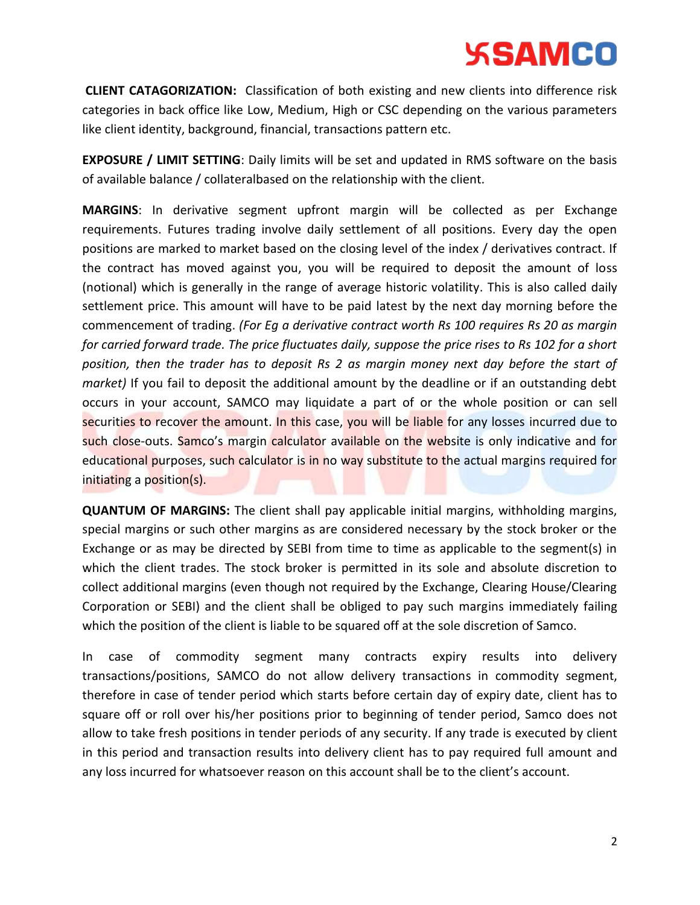**CLIENT CATAGORIZATION:** Classification of both existing and new clients into difference risk categories in back office like Low, Medium, High or CSC depending on the various parameters like client identity, background, financial, transactions pattern etc.

**EXPOSURE / LIMIT SETTING**: Daily limits will be set and updated in RMS software on the basis of available balance / collateralbased on the relationship with the client.

**MARGINS**: In derivative segment upfront margin will be collected as per Exchange requirements. Futures trading involve daily settlement of all positions. Every day the open positions are marked to market based on the closing level of the index / derivatives contract. If the contract has moved against you, you will be required to deposit the amount of loss (notional) which is generally in the range of average historic volatility. This is also called daily settlement price. This amount will have to be paid latest by the next day morning before the commencement of trading. *(For Eg a derivative contract worth Rs 100 requires Rs 20 as margin for carried forward trade. The price fluctuates daily, suppose the price rises to Rs 102 for a short position, then the trader has to deposit Rs 2 as margin money next day before the start of market)* If you fail to deposit the additional amount by the deadline or if an outstanding debt occurs in your account, SAMCO may liquidate a part of or the whole position or can sell securities to recover the amount. In this case, you will be liable for any losses incurred due to such close-outs. Samco's margin calculator available on the website is only indicative and for educational purposes, such calculator is in no way substitute to the actual margins required for initiating a position(s).

**QUANTUM OF MARGINS:** The client shall pay applicable initial margins, withholding margins, special margins or such other margins as are considered necessary by the stock broker or the Exchange or as may be directed by SEBI from time to time as applicable to the segment(s) in which the client trades. The stock broker is permitted in its sole and absolute discretion to collect additional margins (even though not required by the Exchange, Clearing House/Clearing Corporation or SEBI) and the client shall be obliged to pay such margins immediately failing which the position of the client is liable to be squared off at the sole discretion of Samco.

In case of commodity segment many contracts expiry results into delivery transactions/positions, SAMCO do not allow delivery transactions in commodity segment, therefore in case of tender period which starts before certain day of expiry date, client has to square off or roll over his/her positions prior to beginning of tender period, Samco does not allow to take fresh positions in tender periods of any security. If any trade is executed by client in this period and transaction results into delivery client has to pay required full amount and any loss incurred for whatsoever reason on this account shall be to the client's account.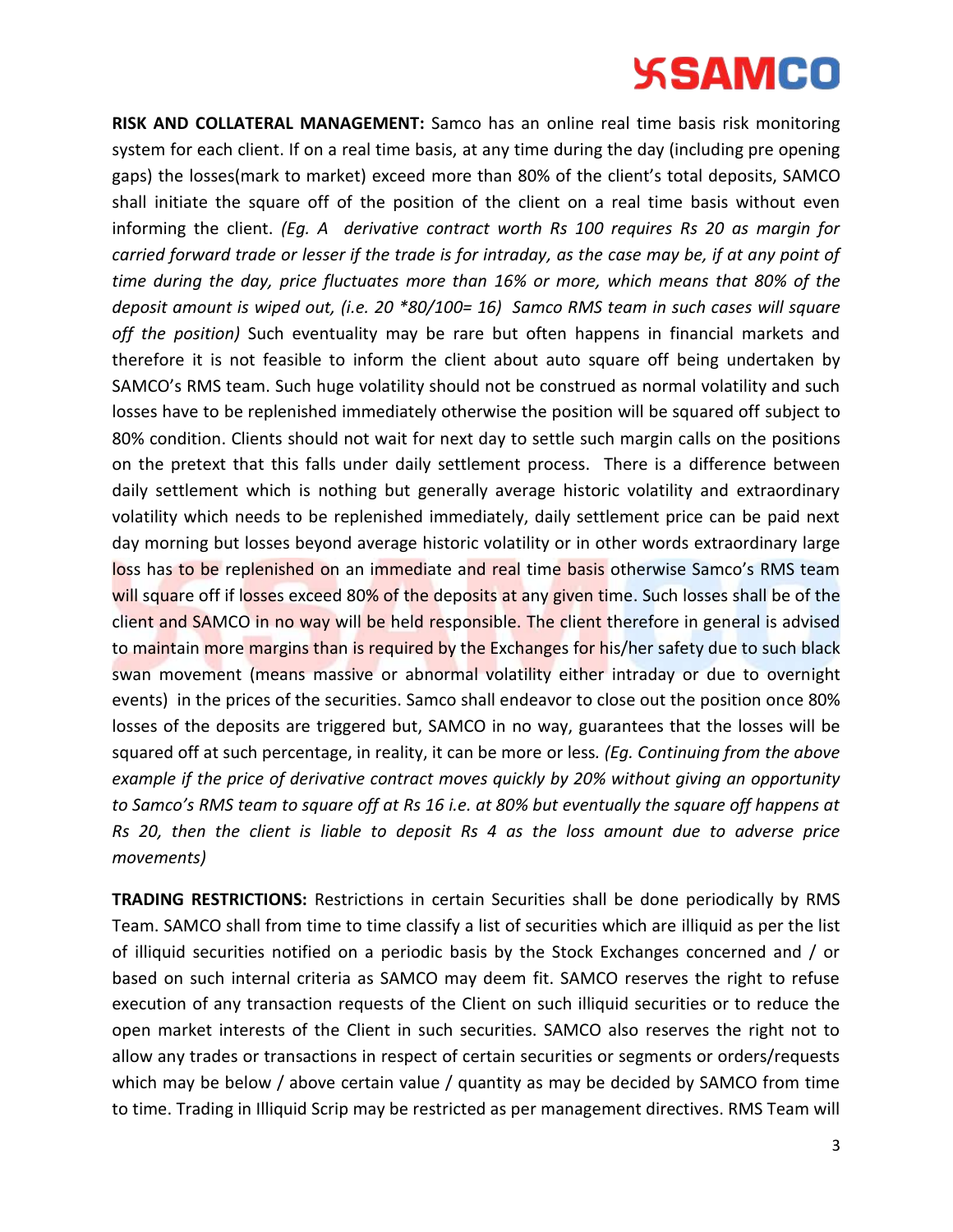**RISK AND COLLATERAL MANAGEMENT:** Samco has an online real time basis risk monitoring system for each client. If on a real time basis, at any time during the day (including pre opening gaps) the losses(mark to market) exceed more than 80% of the client's total deposits, SAMCO shall initiate the square off of the position of the client on a real time basis without even informing the client. *(Eg. A derivative contract worth Rs 100 requires Rs 20 as margin for carried forward trade or lesser if the trade is for intraday, as the case may be, if at any point of time during the day, price fluctuates more than 16% or more, which means that 80% of the deposit amount is wiped out, (i.e. 20 *80/100= 16) Samco RMS team in such cases will square off the position)* Such eventuality may be rare but often happens in financial markets and therefore it is not feasible to inform the client about auto square off being undertaken by SAMCO's RMS team. Such huge volatility should not be construed as normal volatility and such losses have to be replenished immediately otherwise the position will be squared off subject to 80% condition. Clients should not wait for next day to settle such margin calls on the positions on the pretext that this falls under daily settlement process. There is a difference between daily settlement which is nothing but generally average historic volatility and extraordinary volatility which needs to be replenished immediately, daily settlement price can be paid next day morning but losses beyond average historic volatility or in other words extraordinary large loss has to be replenished on an immediate and real time basis otherwise Samco's RMS team will square off if losses exceed 80% of the deposits at any given time. Such losses shall be of the client and SAMCO in no way will be held responsible. The client therefore in general is advised to maintain more margins than is required by the Exchanges for his/her safety due to such black swan movement (means massive or abnormal volatility either intraday or due to overnight events) in the prices of the securities. Samco shall endeavor to close out the position once 80% losses of the deposits are triggered but, SAMCO in no way, guarantees that the losses will be squared off at such percentage, in reality, it can be more or less. *(Eg. Continuing from the above example if the price of derivative contract moves quickly by 20% without giving an opportunity to Samco's RMS team to square off at Rs 16 i.e. at 80% but eventually the square off happens at Rs 20, then the client is liable to deposit Rs 4 as the loss amount due to adverse price movements)*

**TRADING RESTRICTIONS:** Restrictions in certain Securities shall be done periodically by RMS Team. SAMCO shall from time to time classify a list of securities which are illiquid as per the list of illiquid securities notified on a periodic basis by the Stock Exchanges concerned and / or based on such internal criteria as SAMCO may deem fit. SAMCO reserves the right to refuse execution of any transaction requests of the Client on such illiquid securities or to reduce the open market interests of the Client in such securities. SAMCO also reserves the right not to allow any trades or transactions in respect of certain securities or segments or orders/requests which may be below / above certain value / quantity as may be decided by SAMCO from time to time. Trading in Illiquid Scrip may be restricted as per management directives. RMS Team will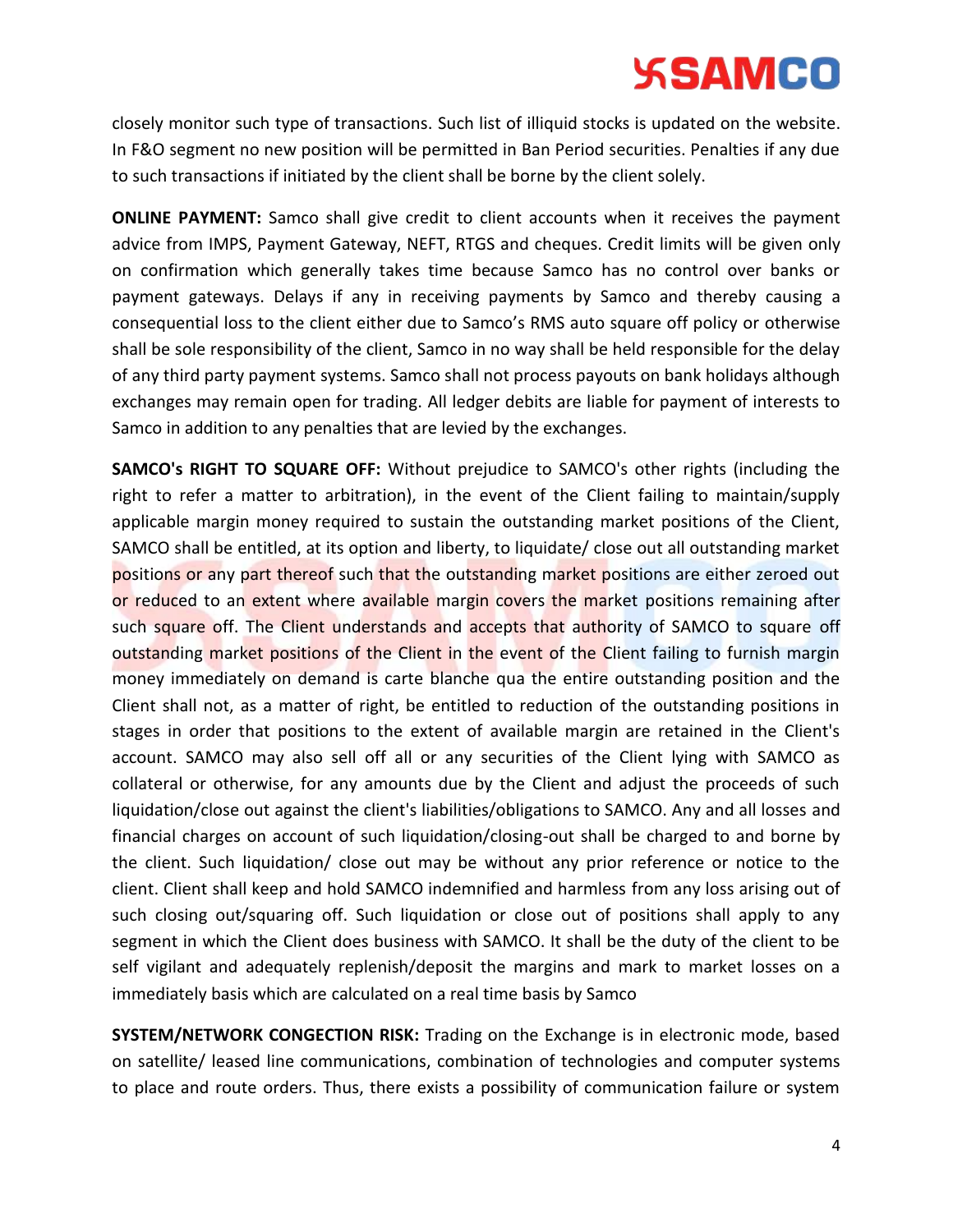closely monitor such type of transactions. Such list of illiquid stocks is updated on the website. In F&O segment no new position will be permitted in Ban Period securities. Penalties if any due to such transactions if initiated by the client shall be borne by the client solely.

**ONLINE PAYMENT:** Samco shall give credit to client accounts when it receives the payment advice from IMPS, Payment Gateway, NEFT, RTGS and cheques. Credit limits will be given only on confirmation which generally takes time because Samco has no control over banks or payment gateways. Delays if any in receiving payments by Samco and thereby causing a consequential loss to the client either due to Samco's RMS auto square off policy or otherwise shall be sole responsibility of the client, Samco in no way shall be held responsible for the delay of any third party payment systems. Samco shall not process payouts on bank holidays although exchanges may remain open for trading. All ledger debits are liable for payment of interests to Samco in addition to any penalties that are levied by the exchanges.

**SAMCO's RIGHT TO SQUARE OFF:** Without prejudice to SAMCO's other rights (including the right to refer a matter to arbitration), in the event of the Client failing to maintain/supply applicable margin money required to sustain the outstanding market positions of the Client, SAMCO shall be entitled, at its option and liberty, to liquidate/ close out all outstanding market positions or any part thereof such that the outstanding market positions are either zeroed out or reduced to an extent where available margin covers the market positions remaining after such square off. The Client understands and accepts that authority of SAMCO to square off outstanding market positions of the Client in the event of the Client failing to furnish margin money immediately on demand is carte blanche qua the entire outstanding position and the Client shall not, as a matter of right, be entitled to reduction of the outstanding positions in stages in order that positions to the extent of available margin are retained in the Client's account. SAMCO may also sell off all or any securities of the Client lying with SAMCO as collateral or otherwise, for any amounts due by the Client and adjust the proceeds of such liquidation/close out against the client's liabilities/obligations to SAMCO. Any and all losses and financial charges on account of such liquidation/closing-out shall be charged to and borne by the client. Such liquidation/ close out may be without any prior reference or notice to the client. Client shall keep and hold SAMCO indemnified and harmless from any loss arising out of such closing out/squaring off. Such liquidation or close out of positions shall apply to any segment in which the Client does business with SAMCO. It shall be the duty of the client to be self vigilant and adequately replenish/deposit the margins and mark to market losses on a immediately basis which are calculated on a real time basis by Samco

**SYSTEM/NETWORK CONGECTION RISK:** Trading on the Exchange is in electronic mode, based on satellite/ leased line communications, combination of technologies and computer systems to place and route orders. Thus, there exists a possibility of communication failure or system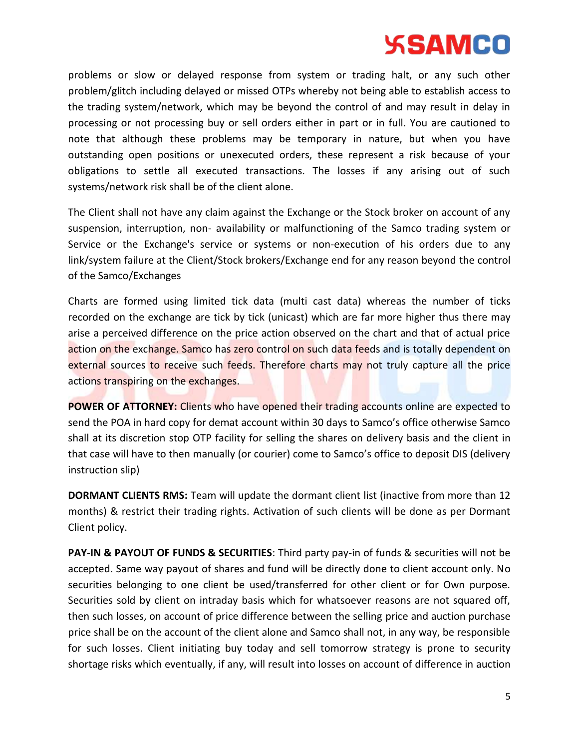problems or slow or delayed response from system or trading halt, or any such other problem/glitch including delayed or missed OTPs whereby not being able to establish access to the trading system/network, which may be beyond the control of and may result in delay in processing or not processing buy or sell orders either in part or in full. You are cautioned to note that although these problems may be temporary in nature, but when you have outstanding open positions or unexecuted orders, these represent a risk because of your obligations to settle all executed transactions. The losses if any arising out of such systems/network risk shall be of the client alone.

The Client shall not have any claim against the Exchange or the Stock broker on account of any suspension, interruption, non- availability or malfunctioning of the Samco trading system or Service or the Exchange's service or systems or non-execution of his orders due to any link/system failure at the Client/Stock brokers/Exchange end for any reason beyond the control of the Samco/Exchanges

Charts are formed using limited tick data (multi cast data) whereas the number of ticks recorded on the exchange are tick by tick (unicast) which are far more higher thus there may arise a perceived difference on the price action observed on the chart and that of actual price action on the exchange. Samco has zero control on such data feeds and is totally dependent on external sources to receive such feeds. Therefore charts may not truly capture all the price actions transpiring on the exchanges.

**POWER OF ATTORNEY:** Clients who have opened their trading accounts online are expected to send the POA in hard copy for demat account within 30 days to Samco's office otherwise Samco shall at its discretion stop OTP facility for selling the shares on delivery basis and the client in that case will have to then manually (or courier) come to Samco's office to deposit DIS (delivery instruction slip)

**DORMANT CLIENTS RMS:** Team will update the dormant client list (inactive from more than 12 months) & restrict their trading rights. Activation of such clients will be done as per Dormant Client policy.

**PAY-IN & PAYOUT OF FUNDS & SECURITIES**: Third party pay-in of funds & securities will not be accepted. Same way payout of shares and fund will be directly done to client account only. No securities belonging to one client be used/transferred for other client or for Own purpose. Securities sold by client on intraday basis which for whatsoever reasons are not squared off, then such losses, on account of price difference between the selling price and auction purchase price shall be on the account of the client alone and Samco shall not, in any way, be responsible for such losses. Client initiating buy today and sell tomorrow strategy is prone to security shortage risks which eventually, if any, will result into losses on account of difference in auction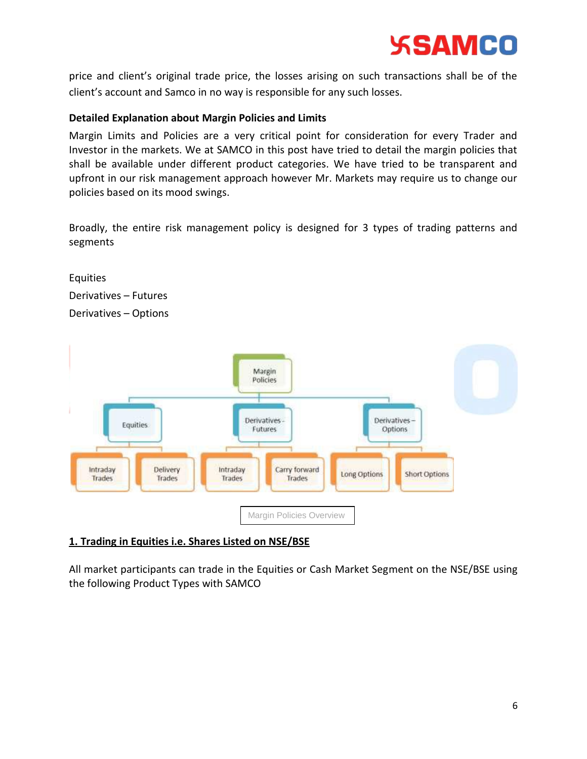price and client's original trade price, the losses arising on such transactions shall be of the client's account and Samco in no way is responsible for any such losses.

**Detailed Explanation about Margin Policies and Limits**

Margin Limits and Policies are a very critical point for consideration for every Trader and Investor in the markets. We at SAMCO in this post have tried to detail the margin policies that shall be available under different product categories. We have tried to be transparent and upfront in our risk management approach however Mr. Markets may require us to change our policies based on its mood swings.

Broadly, the entire risk management policy is designed for 3 types of trading patterns and segments

Equities
Derivatives – Futures
Derivatives – Options

Margin Policies Overview

## 1. Trading in Equities i.e. Shares Listed on NSE/BSE

All market participants can trade in the Equities or Cash Market Segment on the NSE/BSE using the following Product Types with SAMCO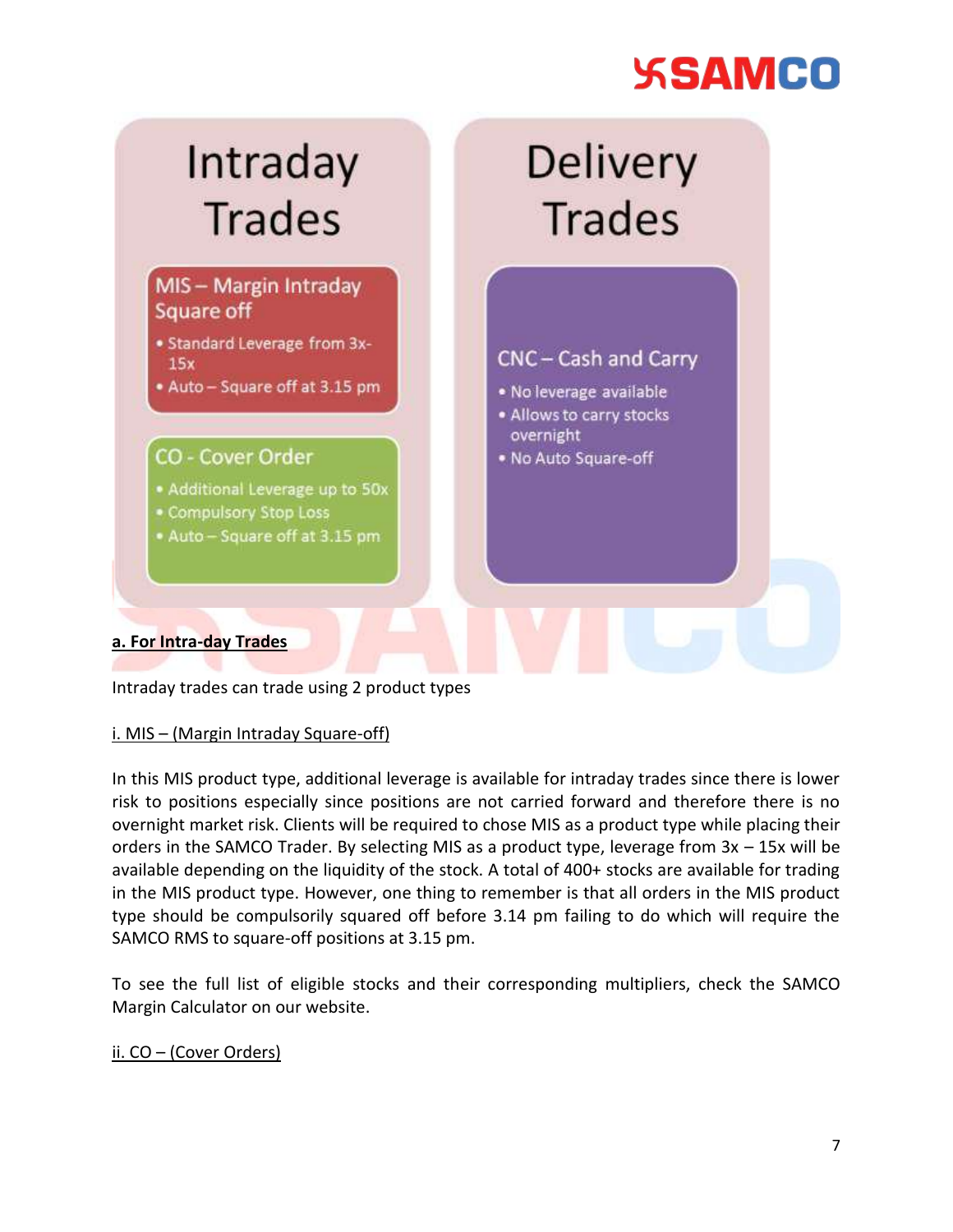**Intraday Trades**

**MIS – Margin Intraday Square off**

- Standard Leverage from 3x-15x
- Auto – Square off at 3.15 pm

**CO - Cover Order**

- Additional Leverage up to 50x
- Compulsory Stop Loss
- Auto – Square off at 3.15 pm

**Delivery Trades**

**CNC – Cash and Carry**

- No leverage available
- Allows to carry stocks overnight
- No Auto Square-off

**a. For Intra-day Trades**

Intraday trades can trade using 2 product types

i. MIS – (Margin Intraday Square-off)

In this MIS product type, additional leverage is available for intraday trades since there is lower risk to positions especially since positions are not carried forward and therefore there is no overnight market risk. Clients will be required to chose MIS as a product type while placing their orders in the SAMCO Trader. By selecting MIS as a product type, leverage from 3x – 15x will be available depending on the liquidity of the stock. A total of 400+ stocks are available for trading in the MIS product type. However, one thing to remember is that all orders in the MIS product type should be compulsorily squared off before 3.14 pm failing to do which will require the SAMCO RMS to square-off positions at 3.15 pm.

To see the full list of eligible stocks and their corresponding multipliers, check the SAMCO Margin Calculator on our website.

ii. CO – (Cover Orders)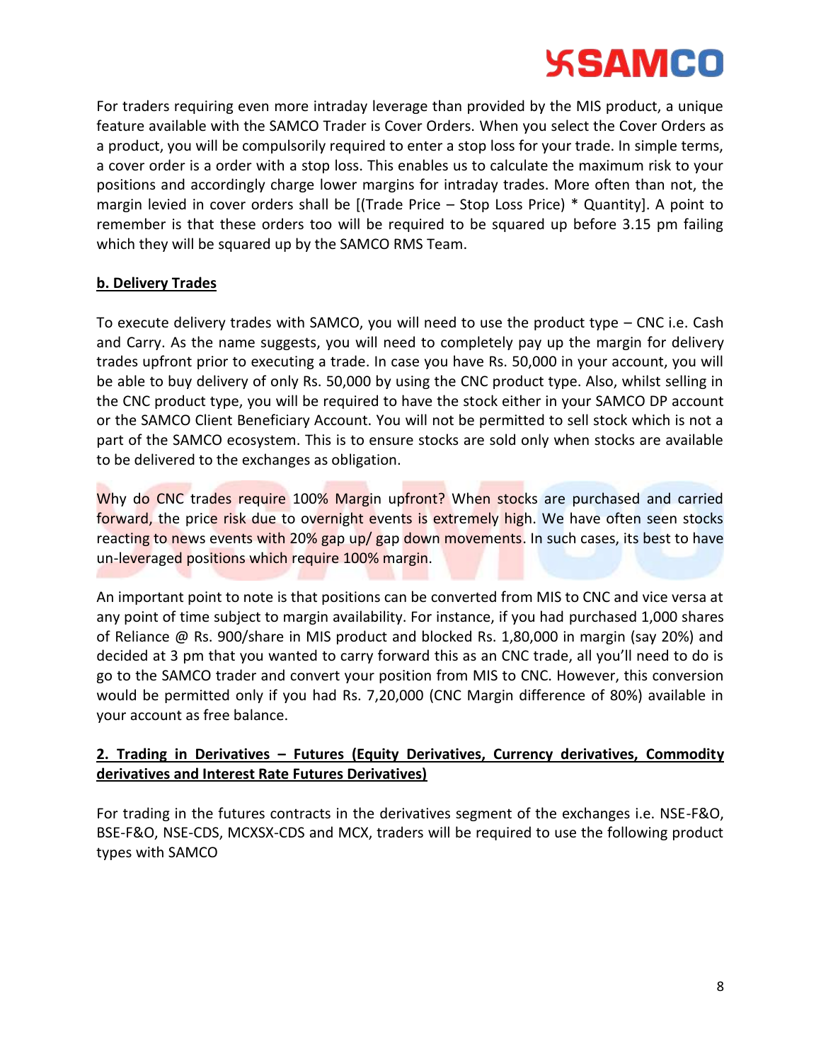For traders requiring even more intraday leverage than provided by the MIS product, a unique feature available with the SAMCO Trader is Cover Orders. When you select the Cover Orders as a product, you will be compulsorily required to enter a stop loss for your trade. In simple terms, a cover order is a order with a stop loss. This enables us to calculate the maximum risk to your positions and accordingly charge lower margins for intraday trades. More often than not, the margin levied in cover orders shall be [(Trade Price – Stop Loss Price) * Quantity]. A point to remember is that these orders too will be required to be squared up before 3.15 pm failing which they will be squared up by the SAMCO RMS Team.

**b. Delivery Trades**

To execute delivery trades with SAMCO, you will need to use the product type – CNC i.e. Cash and Carry. As the name suggests, you will need to completely pay up the margin for delivery trades upfront prior to executing a trade. In case you have Rs. 50,000 in your account, you will be able to buy delivery of only Rs. 50,000 by using the CNC product type. Also, whilst selling in the CNC product type, you will be required to have the stock either in your SAMCO DP account or the SAMCO Client Beneficiary Account. You will not be permitted to sell stock which is not a part of the SAMCO ecosystem. This is to ensure stocks are sold only when stocks are available to be delivered to the exchanges as obligation.

Why do CNC trades require 100% Margin upfront? When stocks are purchased and carried forward, the price risk due to overnight events is extremely high. We have often seen stocks reacting to news events with 20% gap up/ gap down movements. In such cases, its best to have un-leveraged positions which require 100% margin.

An important point to note is that positions can be converted from MIS to CNC and vice versa at any point of time subject to margin availability. For instance, if you had purchased 1,000 shares of Reliance @ Rs. 900/share in MIS product and blocked Rs. 1,80,000 in margin (say 20%) and decided at 3 pm that you wanted to carry forward this as an CNC trade, all you'll need to do is go to the SAMCO trader and convert your position from MIS to CNC. However, this conversion would be permitted only if you had Rs. 7,20,000 (CNC Margin difference of 80%) available in your account as free balance.

**2. Trading in Derivatives – Futures (Equity Derivatives, Currency derivatives, Commodity derivatives and Interest Rate Futures Derivatives)**

For trading in the futures contracts in the derivatives segment of the exchanges i.e. NSE-F&O, BSE-F&O, NSE-CDS, MCXSX-CDS and MCX, traders will be required to use the following product types with SAMCO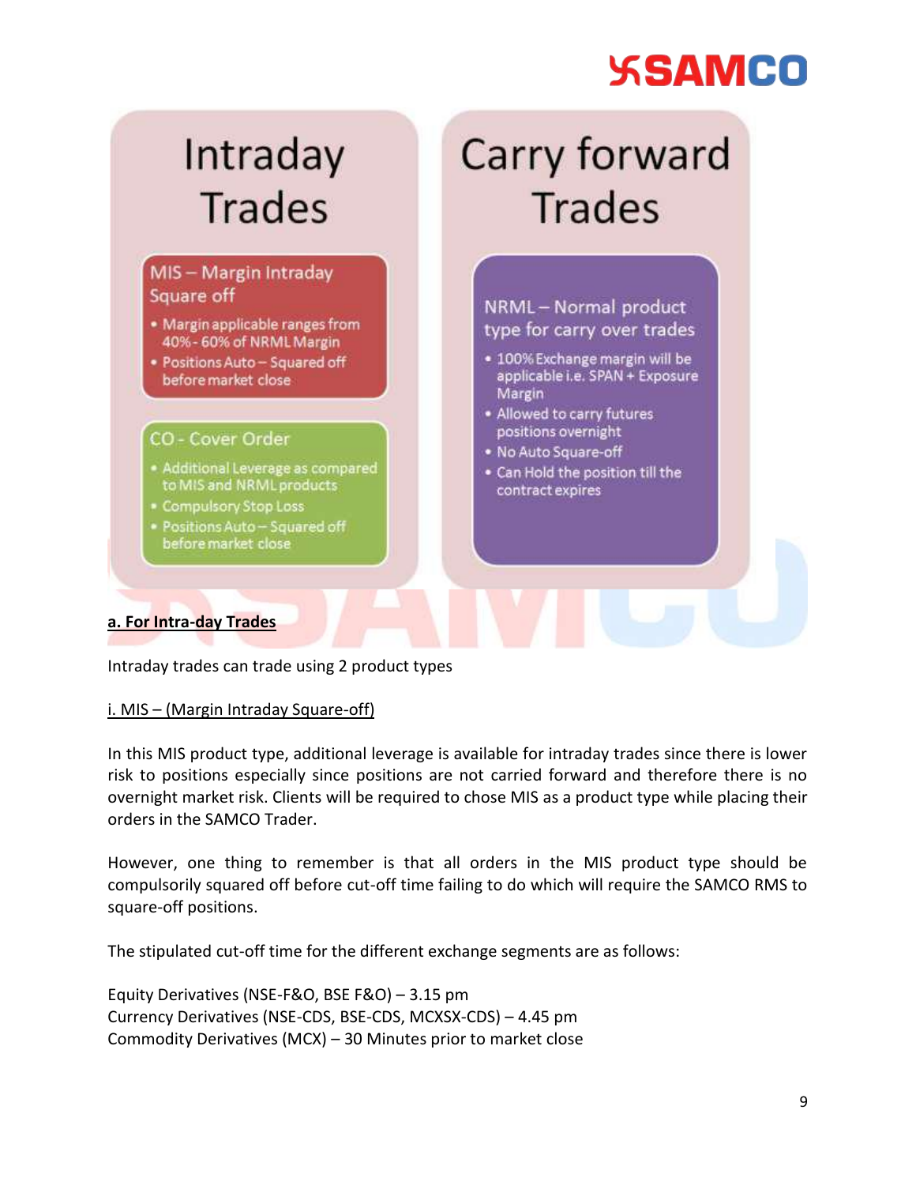## Intraday Trades

**MIS – Margin Intraday Square off**

- Margin applicable ranges from 40% - 60% of NRML Margin
- Positions Auto – Squared off before market close

**CO - Cover Order**

- Additional Leverage as compared to MIS and NRML products
- Compulsory Stop Loss
- Positions Auto – Squared off before market close

## Carry forward Trades

**NRML – Normal product type for carry over trades**

- 100% Exchange margin will be applicable i.e. SPAN + Exposure Margin
- Allowed to carry futures positions overnight
- No Auto Square-off
- Can Hold the position till the contract expires

### a. For Intra-day Trades

Intraday trades can trade using 2 product types

#### i. MIS – (Margin Intraday Square-off)

In this MIS product type, additional leverage is available for intraday trades since there is lower risk to positions especially since positions are not carried forward and therefore there is no overnight market risk. Clients will be required to chose MIS as a product type while placing their orders in the SAMCO Trader.

However, one thing to remember is that all orders in the MIS product type should be compulsorily squared off before cut-off time failing to do which will require the SAMCO RMS to square-off positions.

The stipulated cut-off time for the different exchange segments are as follows:

Equity Derivatives (NSE-F&O, BSE F&O) – 3.15 pm
Currency Derivatives (NSE-CDS, BSE-CDS, MCXSX-CDS) – 4.45 pm
Commodity Derivatives (MCX) – 30 Minutes prior to market close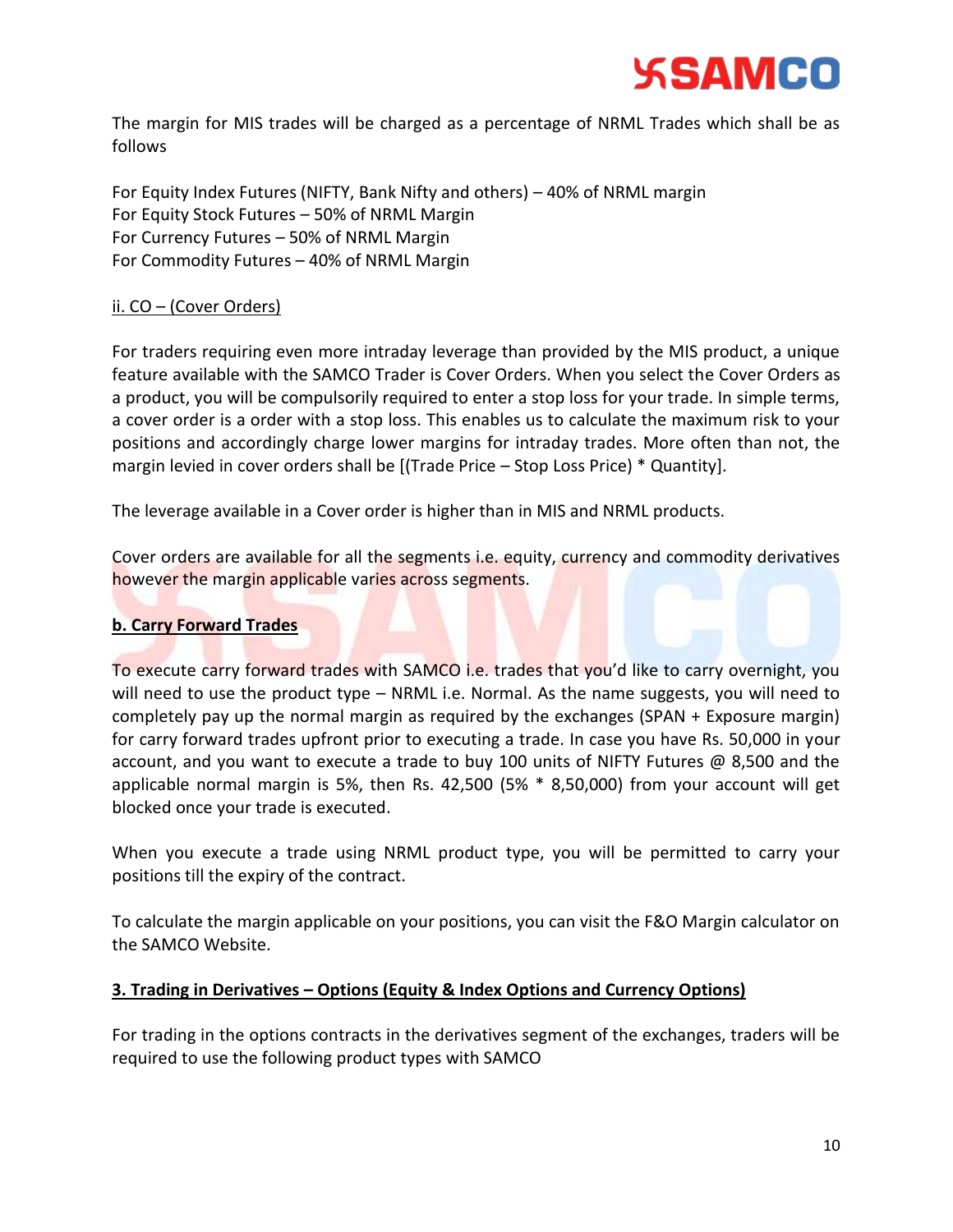The margin for MIS trades will be charged as a percentage of NRML Trades which shall be as follows

For Equity Index Futures (NIFTY, Bank Nifty and others) – 40% of NRML margin
For Equity Stock Futures – 50% of NRML Margin
For Currency Futures – 50% of NRML Margin
For Commodity Futures – 40% of NRML Margin

ii. CO – (Cover Orders)

For traders requiring even more intraday leverage than provided by the MIS product, a unique feature available with the SAMCO Trader is Cover Orders. When you select the Cover Orders as a product, you will be compulsorily required to enter a stop loss for your trade. In simple terms, a cover order is a order with a stop loss. This enables us to calculate the maximum risk to your positions and accordingly charge lower margins for intraday trades. More often than not, the margin levied in cover orders shall be [(Trade Price – Stop Loss Price) * Quantity].

The leverage available in a Cover order is higher than in MIS and NRML products.

Cover orders are available for all the segments i.e. equity, currency and commodity derivatives however the margin applicable varies across segments.

**b. Carry Forward Trades**

To execute carry forward trades with SAMCO i.e. trades that you'd like to carry overnight, you will need to use the product type – NRML i.e. Normal. As the name suggests, you will need to completely pay up the normal margin as required by the exchanges (SPAN + Exposure margin) for carry forward trades upfront prior to executing a trade. In case you have Rs. 50,000 in your account, and you want to execute a trade to buy 100 units of NIFTY Futures @ 8,500 and the applicable normal margin is 5%, then Rs. 42,500 (5% * 8,50,000) from your account will get blocked once your trade is executed.

When you execute a trade using NRML product type, you will be permitted to carry your positions till the expiry of the contract.

To calculate the margin applicable on your positions, you can visit the F&O Margin calculator on the SAMCO Website.

**3. Trading in Derivatives – Options (Equity & Index Options and Currency Options)**

For trading in the options contracts in the derivatives segment of the exchanges, traders will be required to use the following product types with SAMCO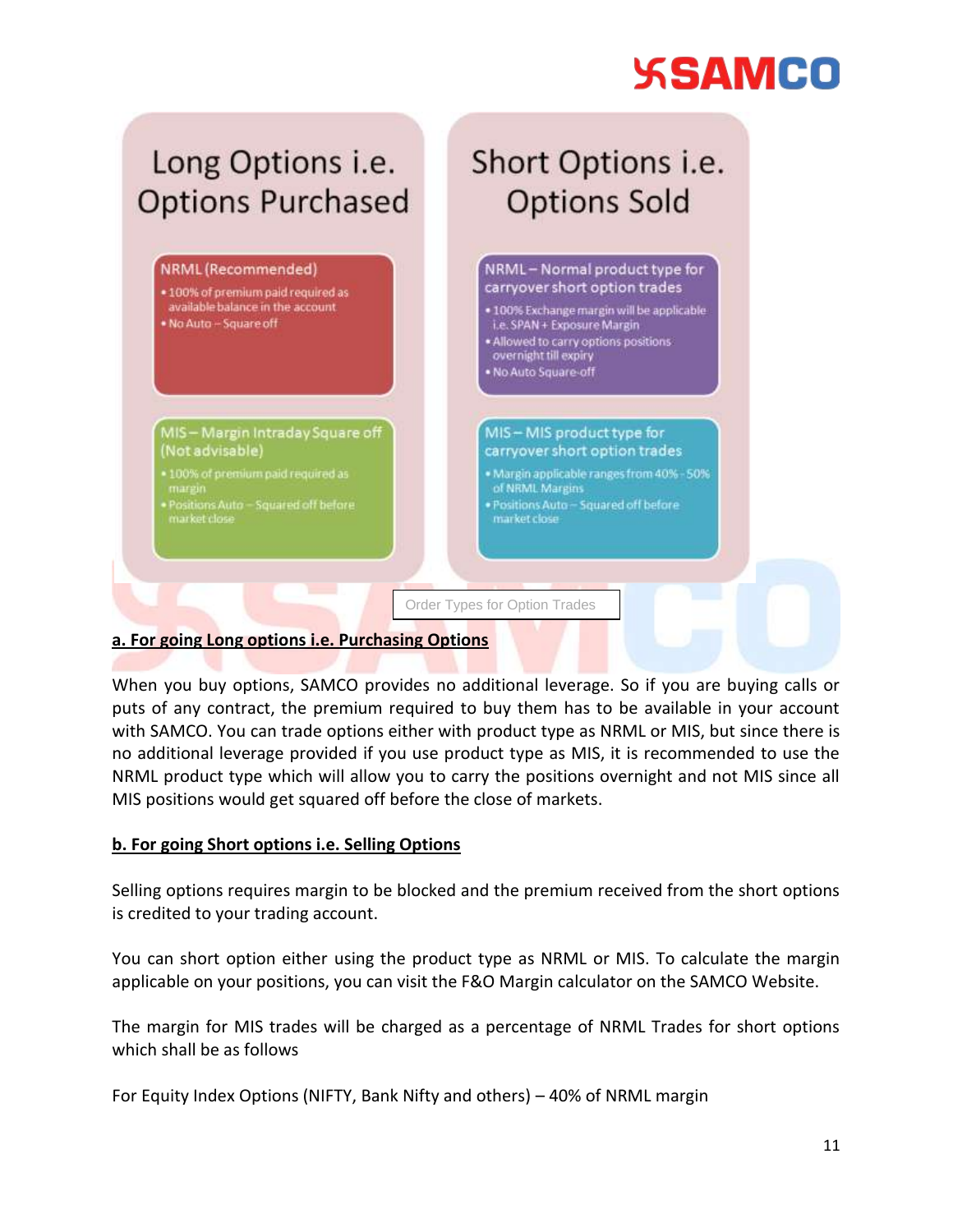## Long Options i.e. Options Purchased

**NRML (Recommended)**
- 100% of premium paid required as available balance in the account
- No Auto – Square off

**MIS – Margin Intraday Square off (Not advisable)**
- 100% of premium paid required as margin
- Positions Auto – Squared off before market close

## Short Options i.e. Options Sold

**NRML – Normal product type for carryover short option trades**
- 100% Exchange margin will be applicable i.e. SPAN + Exposure Margin
- Allowed to carry options positions overnight till expiry
- No Auto Square-off

**MIS – MIS product type for carryover short option trades**
- Margin applicable ranges from 40% - 50% of NRML Margins
- Positions Auto – Squared off before market close

Order Types for Option Trades

**a. For going Long options i.e. Purchasing Options**

When you buy options, SAMCO provides no additional leverage. So if you are buying calls or puts of any contract, the premium required to buy them has to be available in your account with SAMCO. You can trade options either with product type as NRML or MIS, but since there is no additional leverage provided if you use product type as MIS, it is recommended to use the NRML product type which will allow you to carry the positions overnight and not MIS since all MIS positions would get squared off before the close of markets.

**b. For going Short options i.e. Selling Options**

Selling options requires margin to be blocked and the premium received from the short options is credited to your trading account.

You can short option either using the product type as NRML or MIS. To calculate the margin applicable on your positions, you can visit the F&O Margin calculator on the SAMCO Website.

The margin for MIS trades will be charged as a percentage of NRML Trades for short options which shall be as follows

For Equity Index Options (NIFTY, Bank Nifty and others) – 40% of NRML margin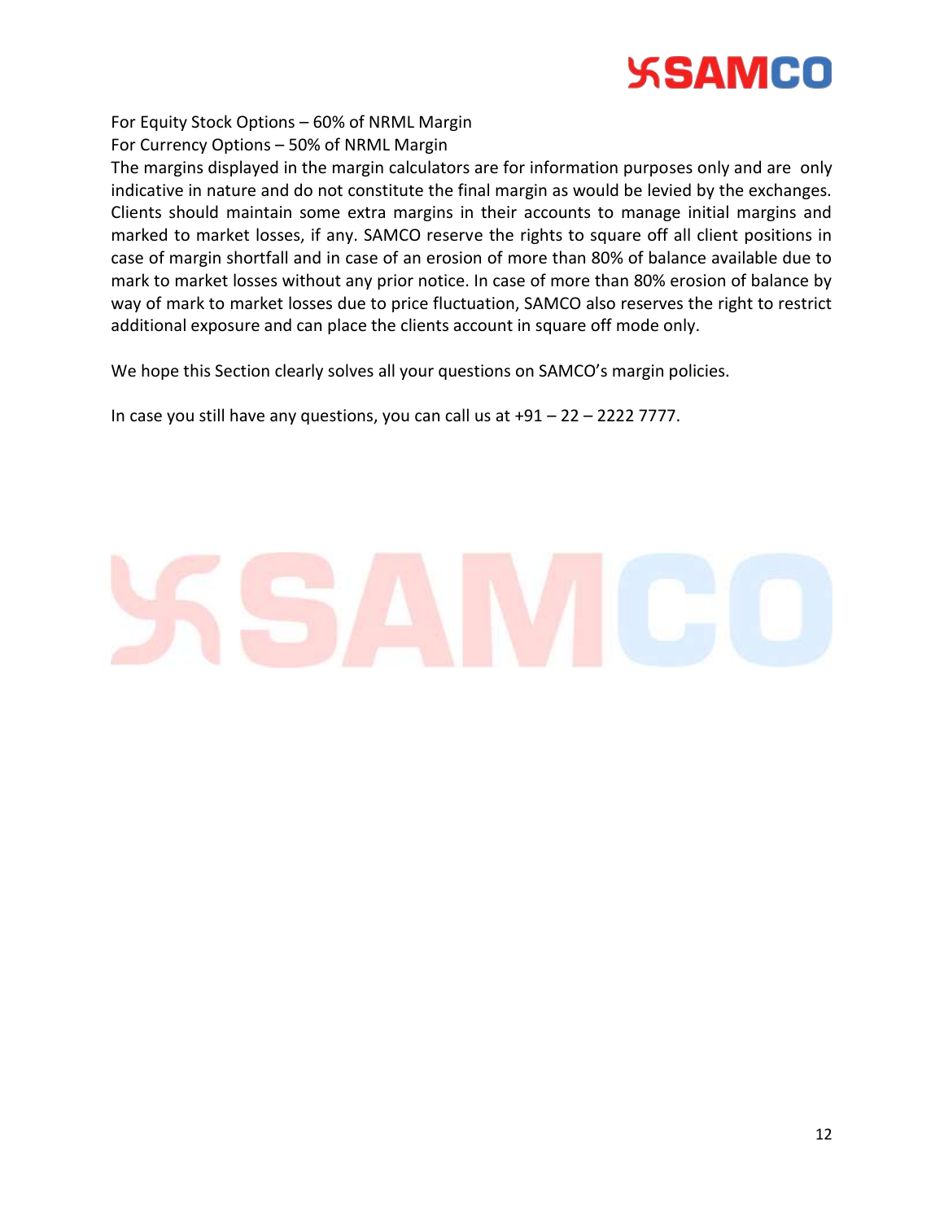For Equity Stock Options – 60% of NRML Margin
For Currency Options – 50% of NRML Margin
The margins displayed in the margin calculators are for information purposes only and are only indicative in nature and do not constitute the final margin as would be levied by the exchanges. Clients should maintain some extra margins in their accounts to manage initial margins and marked to market losses, if any. SAMCO reserve the rights to square off all client positions in case of margin shortfall and in case of an erosion of more than 80% of balance available due to mark to market losses without any prior notice. In case of more than 80% erosion of balance by way of mark to market losses due to price fluctuation, SAMCO also reserves the right to restrict additional exposure and can place the clients account in square off mode only.

We hope this Section clearly solves all your questions on SAMCO's margin policies.

In case you still have any questions, you can call us at +91 – 22 – 2222 7777.